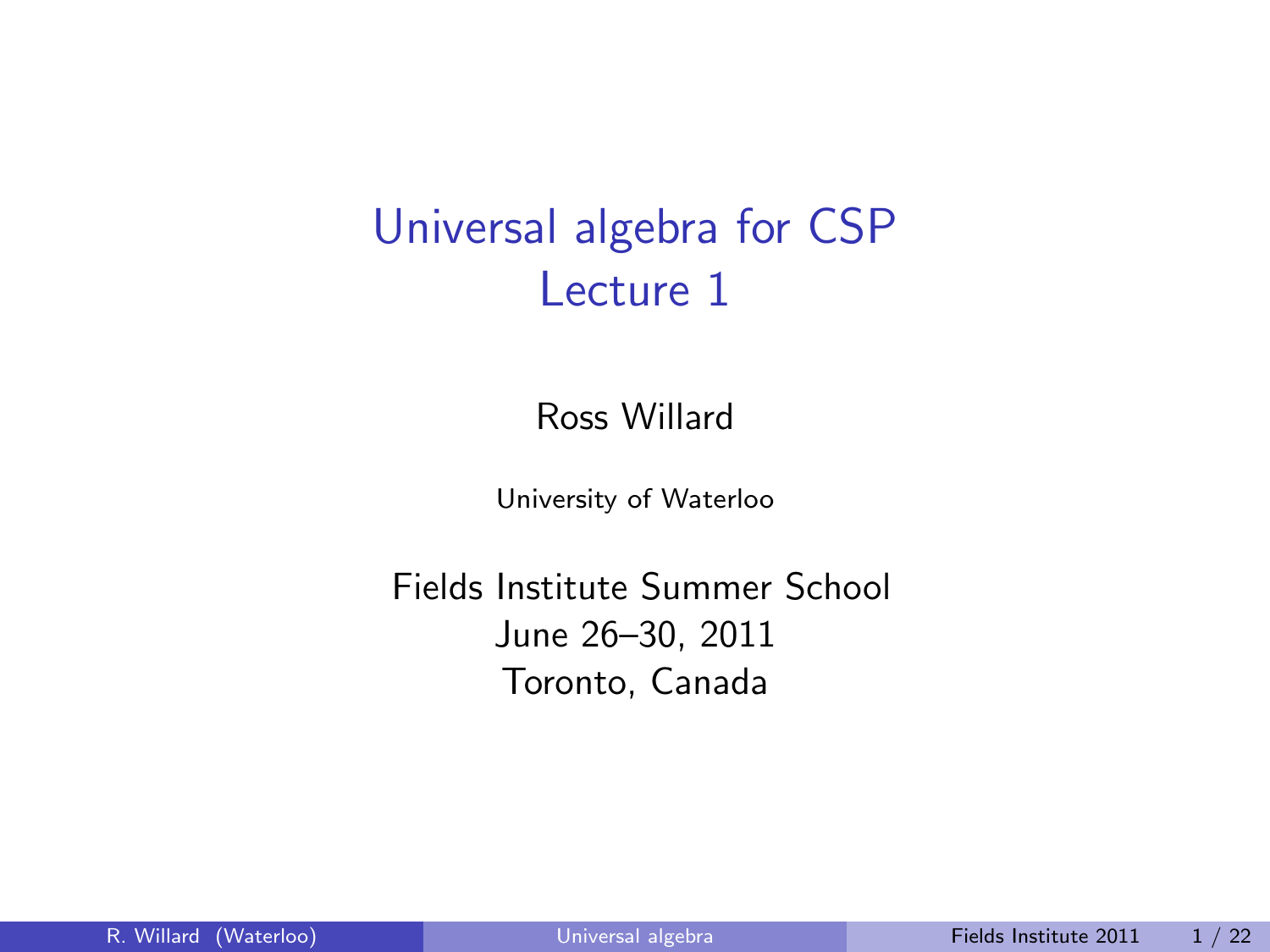# Universal algebra for CSP
## Lecture 1

Ross Willard

University of Waterloo

Fields Institute Summer School
June 26–30, 2011
Toronto, Canada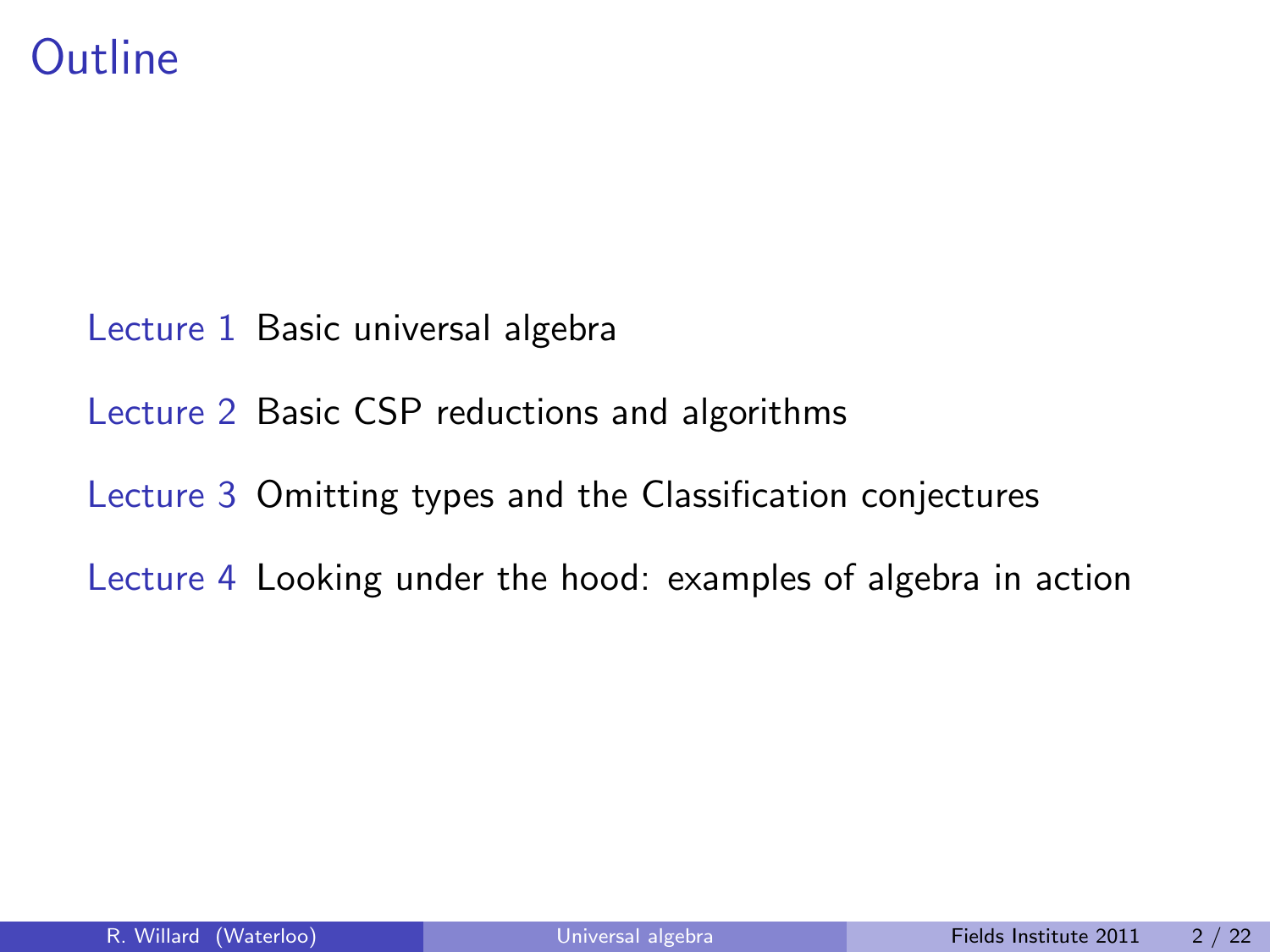# Outline

Lecture 1 Basic universal algebra

Lecture 2 Basic CSP reductions and algorithms

Lecture 3 Omitting types and the Classification conjectures

Lecture 4 Looking under the hood: examples of algebra in action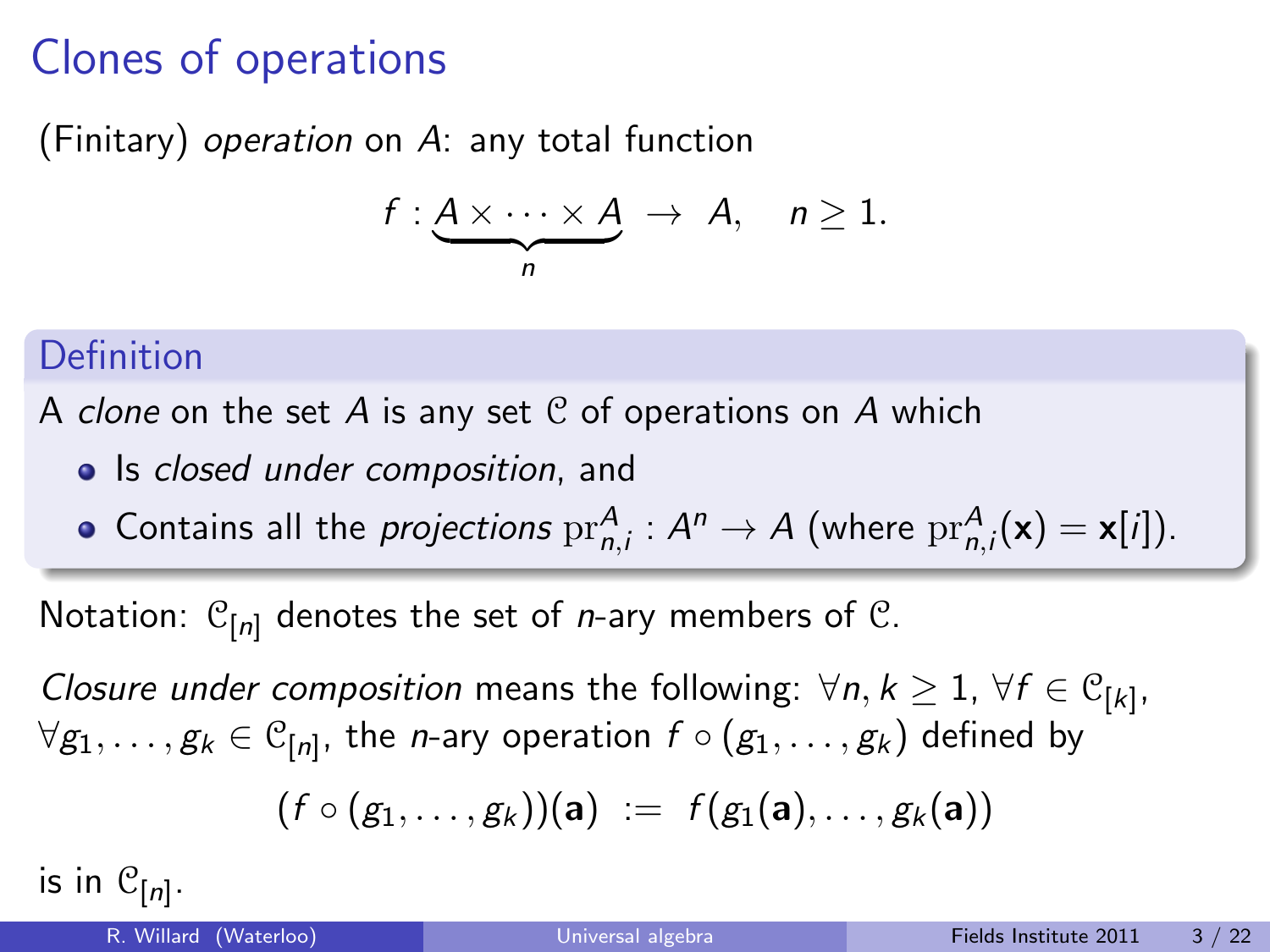# Clones of operations

(Finitary) *operation* on $A$: any total function

$$f : \underbrace{A \times \cdots \times A}_{n} \to A, \quad n \geq 1.$$

## Definition

A *clone* on the set $A$ is any set $\mathcal{C}$ of operations on $A$ which

- Is *closed under composition*, and
- Contains all the *projections* $\mathrm{pr}^A_{n,i} : A^n \to A$ (where $\mathrm{pr}^A_{n,i}(\mathbf{x}) = \mathbf{x}[i]$).

Notation: $\mathcal{C}_{[n]}$ denotes the set of $n$-ary members of $\mathcal{C}$.

*Closure under composition* means the following: $\forall n, k \geq 1$, $\forall f \in \mathcal{C}_{[k]}$, $\forall g_1, \ldots, g_k \in \mathcal{C}_{[n]}$, the $n$-ary operation $f \circ (g_1, \ldots, g_k)$ defined by

$$(f \circ (g_1, \ldots, g_k))(\mathbf{a}) := f(g_1(\mathbf{a}), \ldots, g_k(\mathbf{a}))$$

is in $\mathcal{C}_{[n]}$.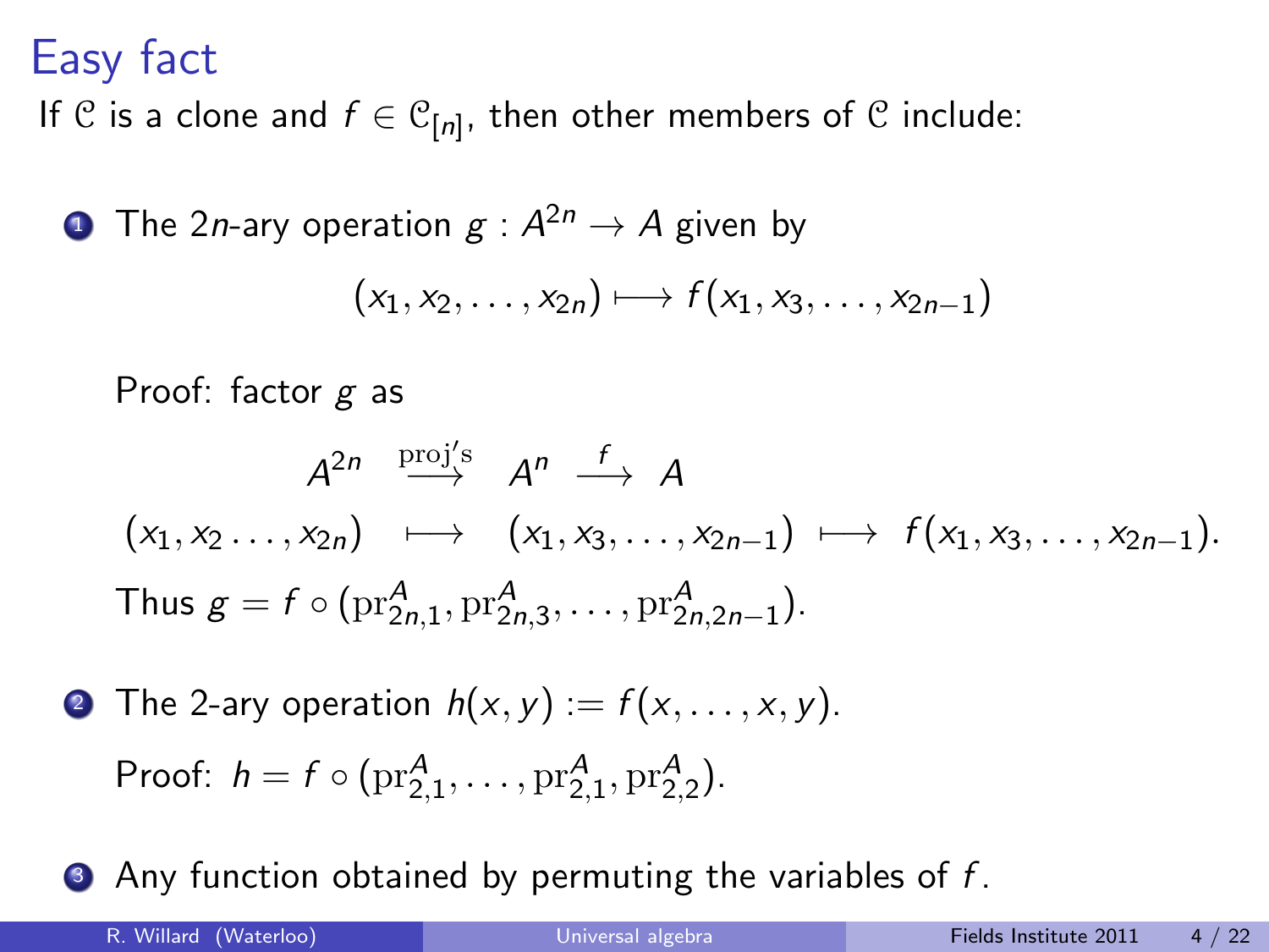# Easy fact

If $\mathcal{C}$ is a clone and $f \in \mathcal{C}_{[n]}$, then other members of $\mathcal{C}$ include:

1. The $2n$-ary operation $g : A^{2n} \to A$ given by

   $$(x_1, x_2, \ldots, x_{2n}) \longmapsto f(x_1, x_3, \ldots, x_{2n-1})$$

   Proof: factor $g$ as

   $$\begin{array}{ccccc} A^{2n} & \stackrel{\text{proj's}}{\longrightarrow} & A^n & \stackrel{f}{\longrightarrow} & A \\ (x_1, x_2 \ldots, x_{2n}) & \longmapsto & (x_1, x_3, \ldots, x_{2n-1}) & \longmapsto & f(x_1, x_3, \ldots, x_{2n-1}). \end{array}$$

   Thus $g = f \circ (\mathrm{pr}^A_{2n,1}, \mathrm{pr}^A_{2n,3}, \ldots, \mathrm{pr}^A_{2n,2n-1})$.

2. The 2-ary operation $h(x, y) := f(x, \ldots, x, y)$.

   Proof: $h = f \circ (\mathrm{pr}^A_{2,1}, \ldots, \mathrm{pr}^A_{2,1}, \mathrm{pr}^A_{2,2})$.

3. Any function obtained by permuting the variables of $f$.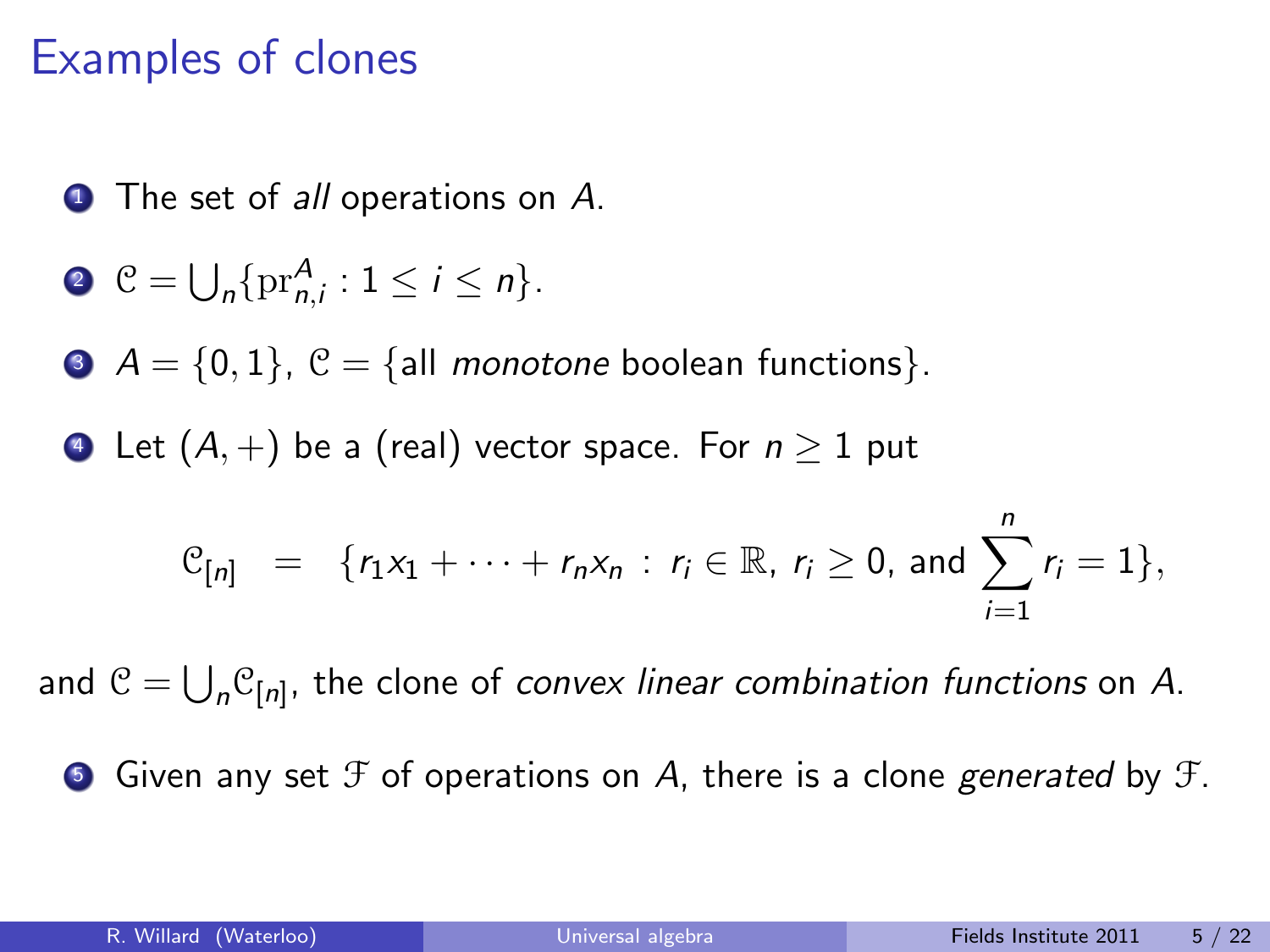# Examples of clones

1. The set of *all* operations on $A$.

2. $\mathcal{C} = \bigcup_n \{\mathrm{pr}^A_{n,i} : 1 \leq i \leq n\}$.

3. $A = \{0,1\}$, $\mathcal{C} = \{$all *monotone* boolean functions$\}$.

4. Let $(A, +)$ be a (real) vector space. For $n \geq 1$ put

$$\mathcal{C}_{[n]} \quad = \quad \{r_1 x_1 + \cdots + r_n x_n \,:\, r_i \in \mathbb{R},\ r_i \geq 0, \text{ and } \sum_{i=1}^{n} r_i = 1\},$$

and $\mathcal{C} = \bigcup_n \mathcal{C}_{[n]}$, the clone of *convex linear combination functions* on $A$.

5. Given any set $\mathcal{F}$ of operations on $A$, there is a clone *generated* by $\mathcal{F}$.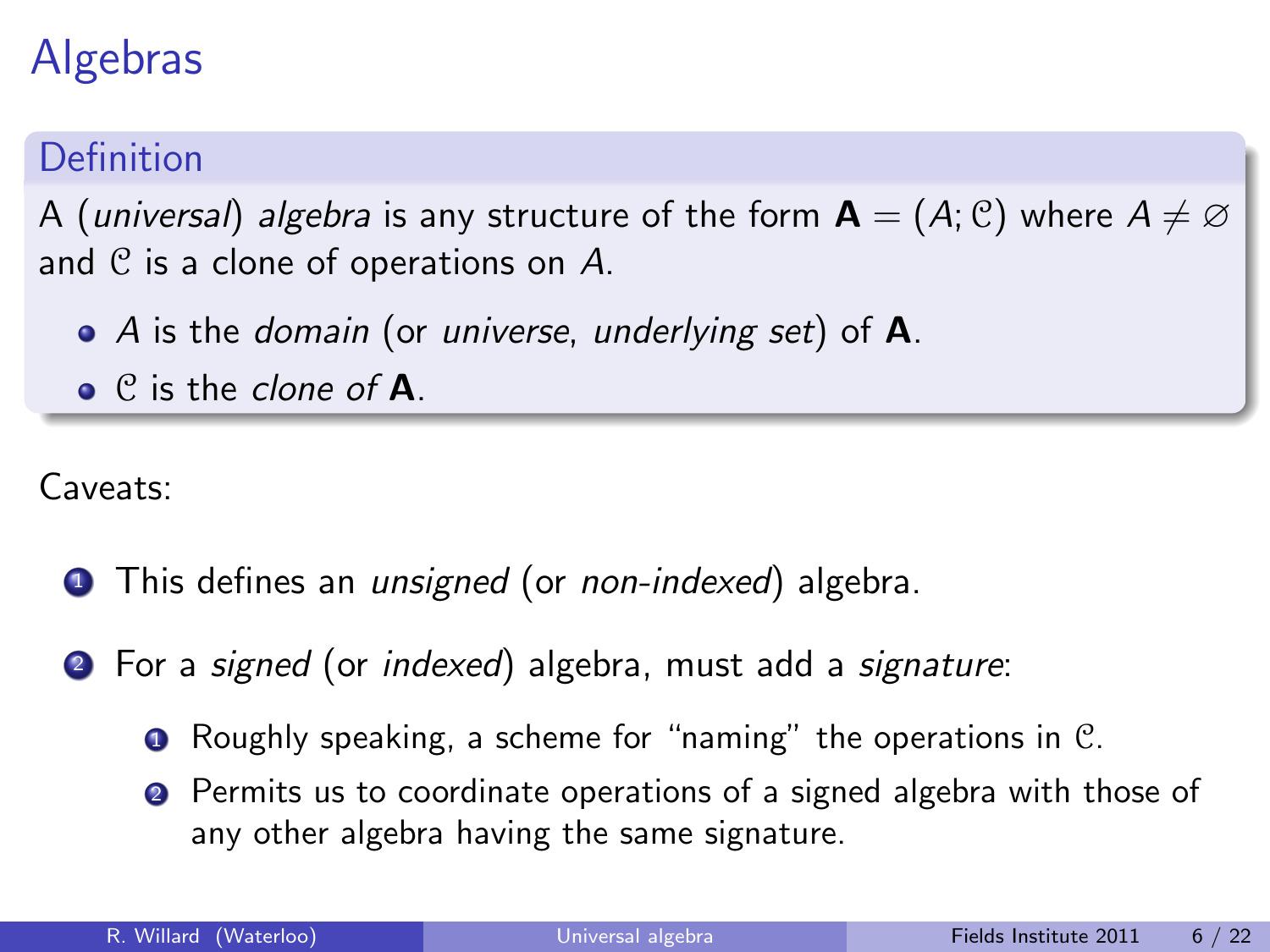# Algebras

**Definition**

A (*universal*) *algebra* is any structure of the form $\mathbf{A} = (A; \mathcal{C})$ where $A \neq \varnothing$ and $\mathcal{C}$ is a clone of operations on $A$.

- $A$ is the *domain* (or *universe*, *underlying set*) of $\mathbf{A}$.
- $\mathcal{C}$ is the *clone of* $\mathbf{A}$.

Caveats:

1. This defines an *unsigned* (or *non-indexed*) algebra.
2. For a *signed* (or *indexed*) algebra, must add a *signature*:
   1. Roughly speaking, a scheme for “naming” the operations in $\mathcal{C}$.
   2. Permits us to coordinate operations of a signed algebra with those of any other algebra having the same signature.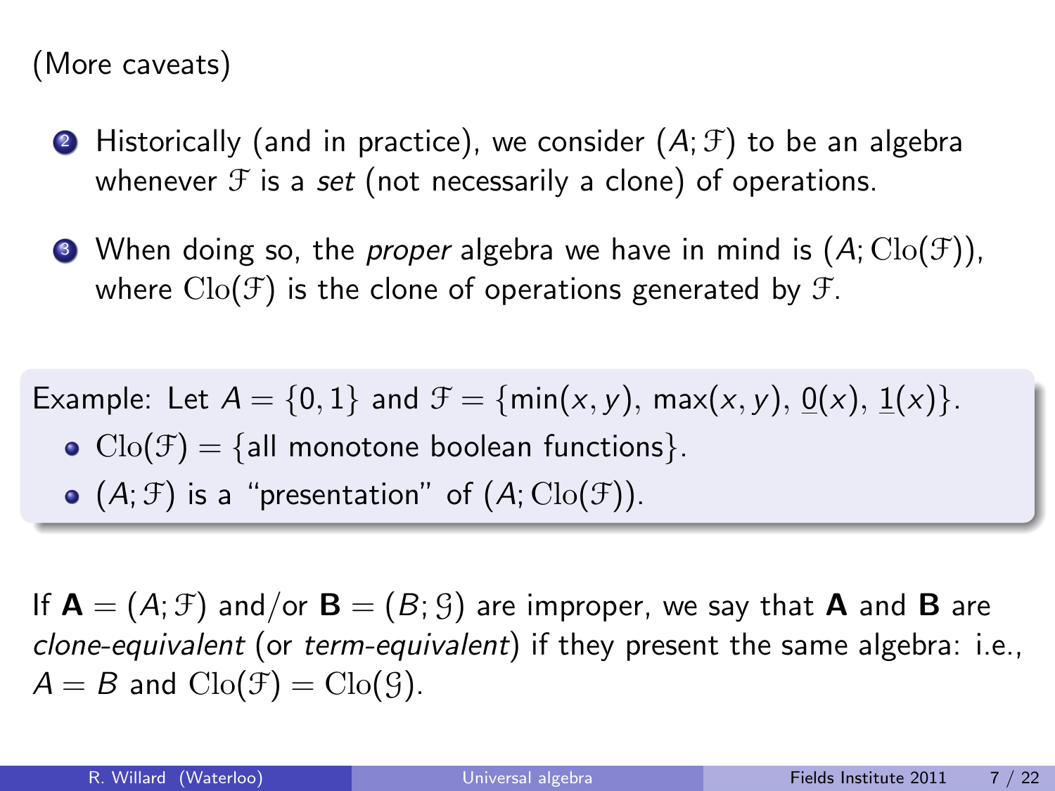(More caveats)

2. Historically (and in practice), we consider $(A; \mathcal{F})$ to be an algebra whenever $\mathcal{F}$ is a *set* (not necessarily a clone) of operations.

3. When doing so, the *proper* algebra we have in mind is $(A; \mathrm{Clo}(\mathcal{F}))$, where $\mathrm{Clo}(\mathcal{F})$ is the clone of operations generated by $\mathcal{F}$.

Example: Let $A = \{0, 1\}$ and $\mathcal{F} = \{\min(x, y), \max(x, y), \underline{0}(x), \underline{1}(x)\}$.

- $\mathrm{Clo}(\mathcal{F}) = \{\text{all monotone boolean functions}\}$.
- $(A; \mathcal{F})$ is a "presentation" of $(A; \mathrm{Clo}(\mathcal{F}))$.

If $\mathbf{A} = (A; \mathcal{F})$ and/or $\mathbf{B} = (B; \mathcal{G})$ are improper, we say that $\mathbf{A}$ and $\mathbf{B}$ are *clone-equivalent* (or *term-equivalent*) if they present the same algebra: i.e., $A = B$ and $\mathrm{Clo}(\mathcal{F}) = \mathrm{Clo}(\mathcal{G})$.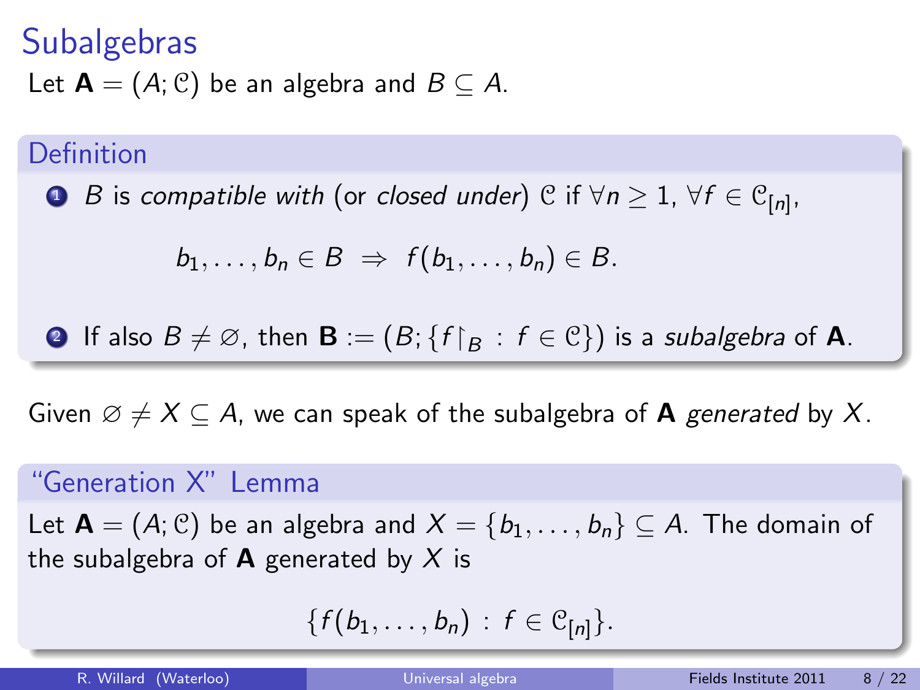# Subalgebras

Let $\mathbf{A} = (A; \mathcal{C})$ be an algebra and $B \subseteq A$.

**Definition**

1. $B$ is *compatible with* (or *closed under*) $\mathcal{C}$ if $\forall n \geq 1$, $\forall f \in \mathcal{C}_{[n]}$,
$$b_1, \ldots, b_n \in B \;\Rightarrow\; f(b_1, \ldots, b_n) \in B.$$
2. If also $B \neq \varnothing$, then $\mathbf{B} := (B; \{f{\restriction_B} : f \in \mathcal{C}\})$ is a *subalgebra* of $\mathbf{A}$.

Given $\varnothing \neq X \subseteq A$, we can speak of the subalgebra of $\mathbf{A}$ *generated* by $X$.

**"Generation X" Lemma**

Let $\mathbf{A} = (A; \mathcal{C})$ be an algebra and $X = \{b_1, \ldots, b_n\} \subseteq A$. The domain of the subalgebra of $\mathbf{A}$ generated by $X$ is

$$\{f(b_1, \ldots, b_n) : f \in \mathcal{C}_{[n]}\}.$$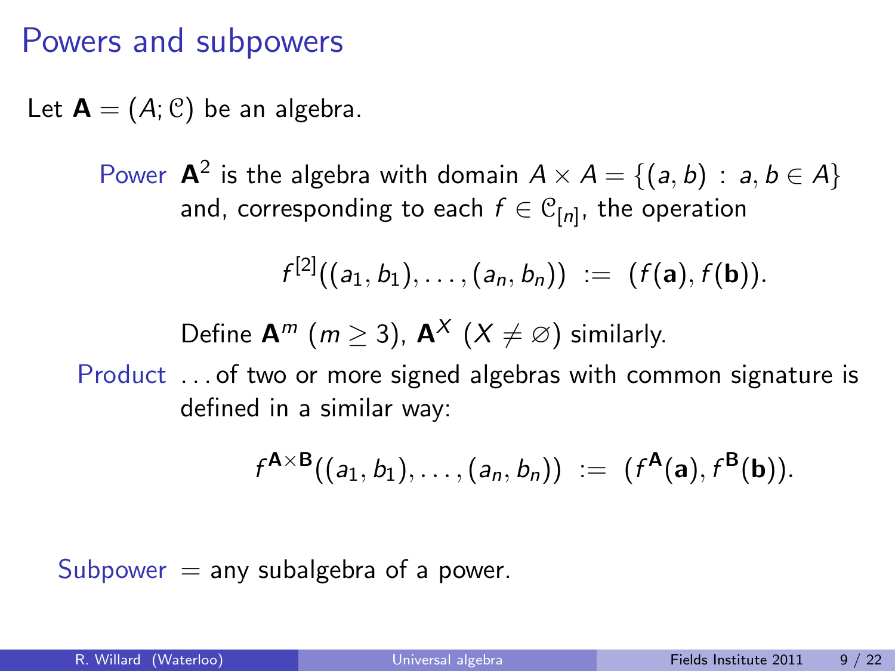# Powers and subpowers

Let $\mathbf{A} = (A; \mathcal{C})$ be an algebra.

**Power** $\mathbf{A}^2$ is the algebra with domain $A \times A = \{(a, b) : a, b \in A\}$ and, corresponding to each $f \in \mathcal{C}_{[n]}$, the operation

$$f^{[2]}((a_1, b_1), \ldots, (a_n, b_n)) := (f(\mathbf{a}), f(\mathbf{b})).$$

Define $\mathbf{A}^m$ ($m \geq 3$), $\mathbf{A}^X$ ($X \neq \varnothing$) similarly.

**Product** ...of two or more signed algebras with common signature is defined in a similar way:

$$f^{\mathbf{A} \times \mathbf{B}}((a_1, b_1), \ldots, (a_n, b_n)) := (f^{\mathbf{A}}(\mathbf{a}), f^{\mathbf{B}}(\mathbf{b})).$$

**Subpower** = any subalgebra of a power.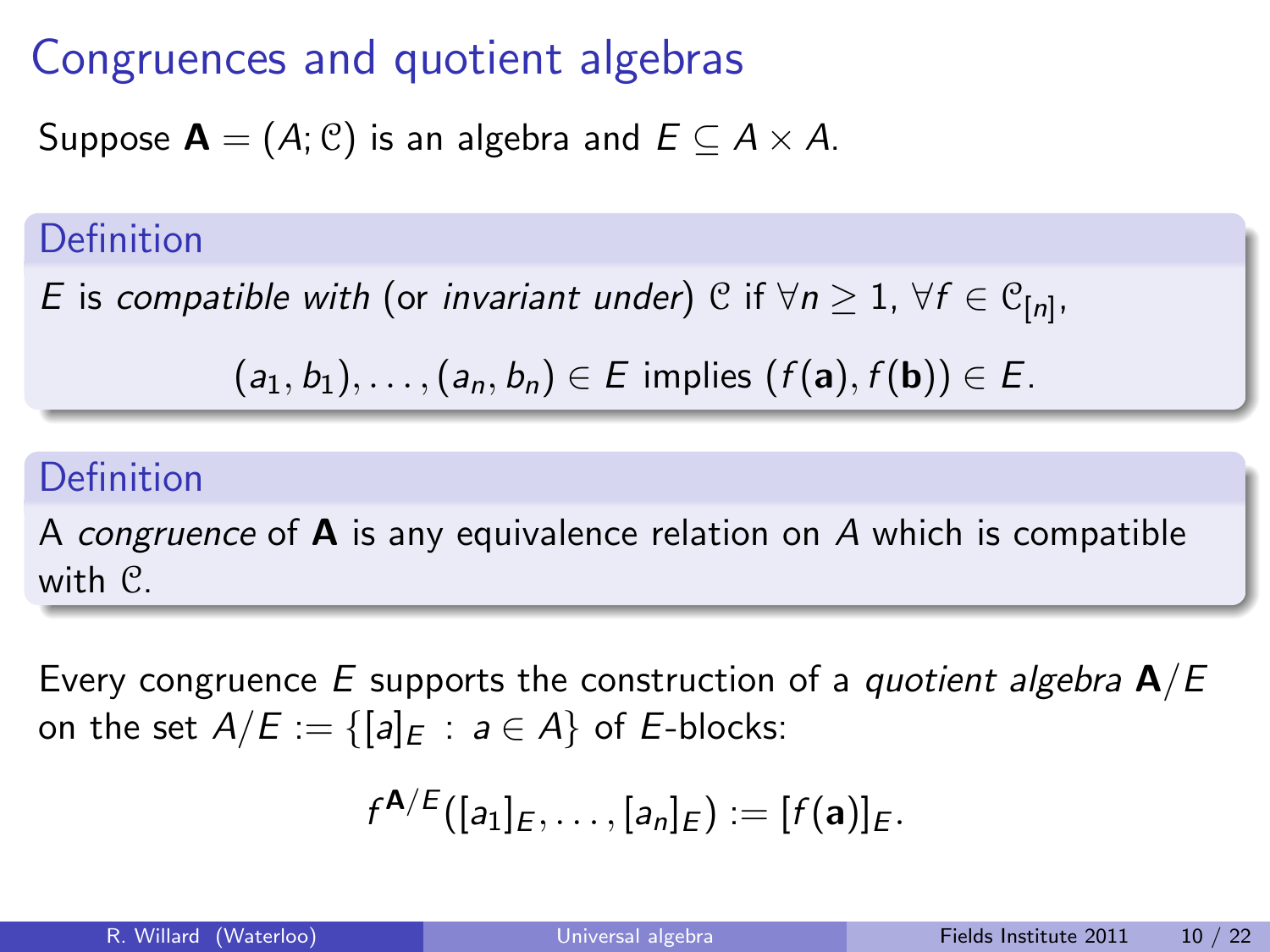# Congruences and quotient algebras

Suppose $\mathbf{A} = (A; \mathcal{C})$ is an algebra and $E \subseteq A \times A$.

**Definition**

$E$ is *compatible with* (or *invariant under*) $\mathcal{C}$ if $\forall n \geq 1$, $\forall f \in \mathcal{C}_{[n]}$,

$$(a_1, b_1), \ldots, (a_n, b_n) \in E \text{ implies } (f(\mathbf{a}), f(\mathbf{b})) \in E.$$

**Definition**

A *congruence* of $\mathbf{A}$ is any equivalence relation on $A$ which is compatible with $\mathcal{C}$.

Every congruence $E$ supports the construction of a *quotient algebra* $\mathbf{A}/E$ on the set $A/E := \{[a]_E \,:\, a \in A\}$ of $E$-blocks:

$$f^{\mathbf{A}/E}([a_1]_E, \ldots, [a_n]_E) := [f(\mathbf{a})]_E.$$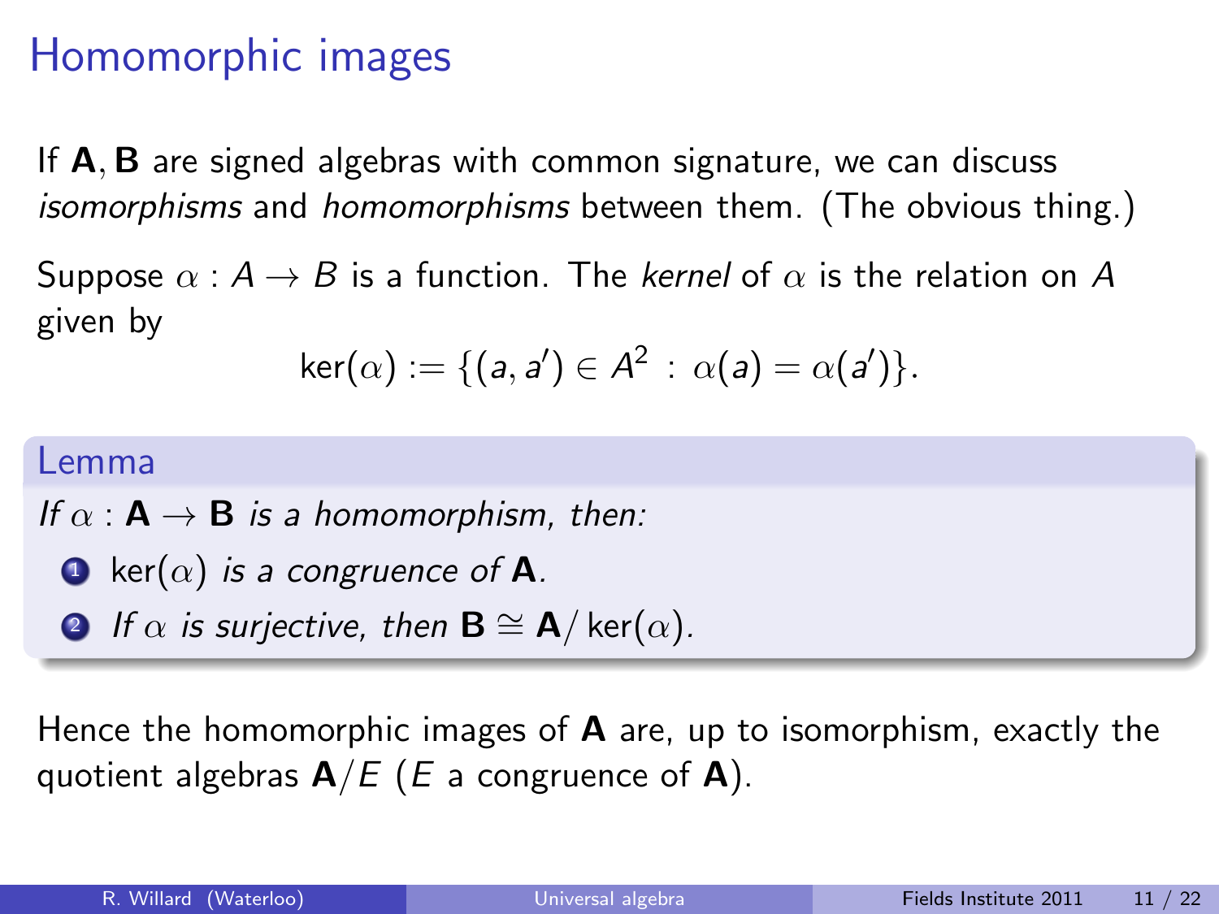# Homomorphic images

If $\mathbf{A}, \mathbf{B}$ are signed algebras with common signature, we can discuss *isomorphisms* and *homomorphisms* between them. (The obvious thing.)

Suppose $\alpha : A \to B$ is a function. The *kernel* of $\alpha$ is the relation on $A$ given by

$$\ker(\alpha) := \{(a, a') \in A^2 \,:\, \alpha(a) = \alpha(a')\}.$$

**Lemma**

*If $\alpha : \mathbf{A} \to \mathbf{B}$ is a homomorphism, then:*

1. $\ker(\alpha)$ *is a congruence of $\mathbf{A}$.*
2. *If $\alpha$ is surjective, then $\mathbf{B} \cong \mathbf{A}/\ker(\alpha)$.*

Hence the homomorphic images of $\mathbf{A}$ are, up to isomorphism, exactly the quotient algebras $\mathbf{A}/E$ ($E$ a congruence of $\mathbf{A}$).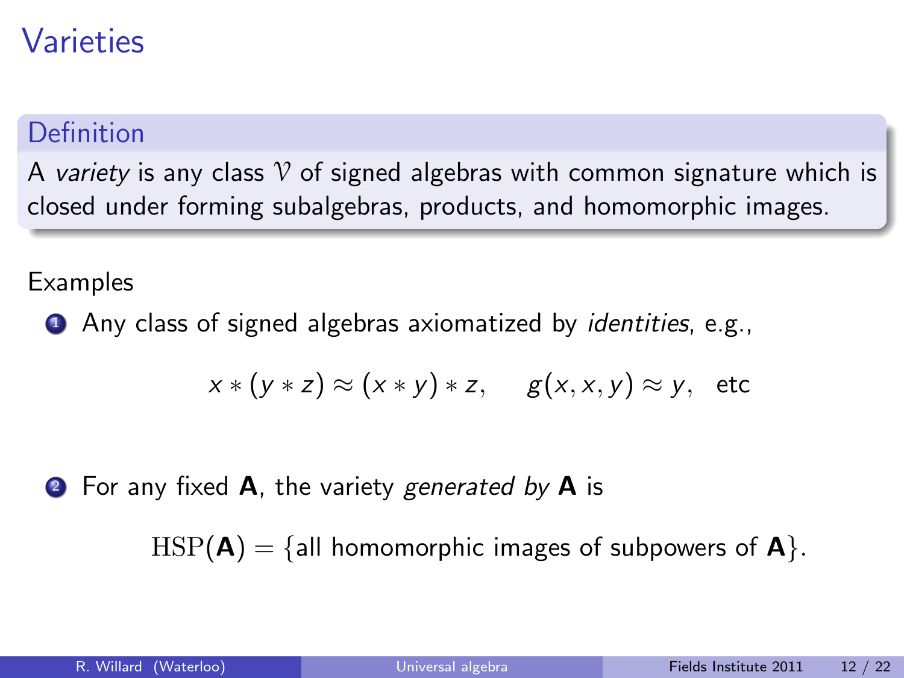# Varieties

**Definition**

A *variety* is any class $\mathcal{V}$ of signed algebras with common signature which is closed under forming subalgebras, products, and homomorphic images.

Examples

1. Any class of signed algebras axiomatized by *identities*, e.g.,

$$x * (y * z) \approx (x * y) * z, \quad g(x, x, y) \approx y, \text{ etc}$$

2. For any fixed $\mathbf{A}$, the variety *generated by* $\mathbf{A}$ is

$$\mathrm{HSP}(\mathbf{A}) = \{\text{all homomorphic images of subpowers of } \mathbf{A}\}.$$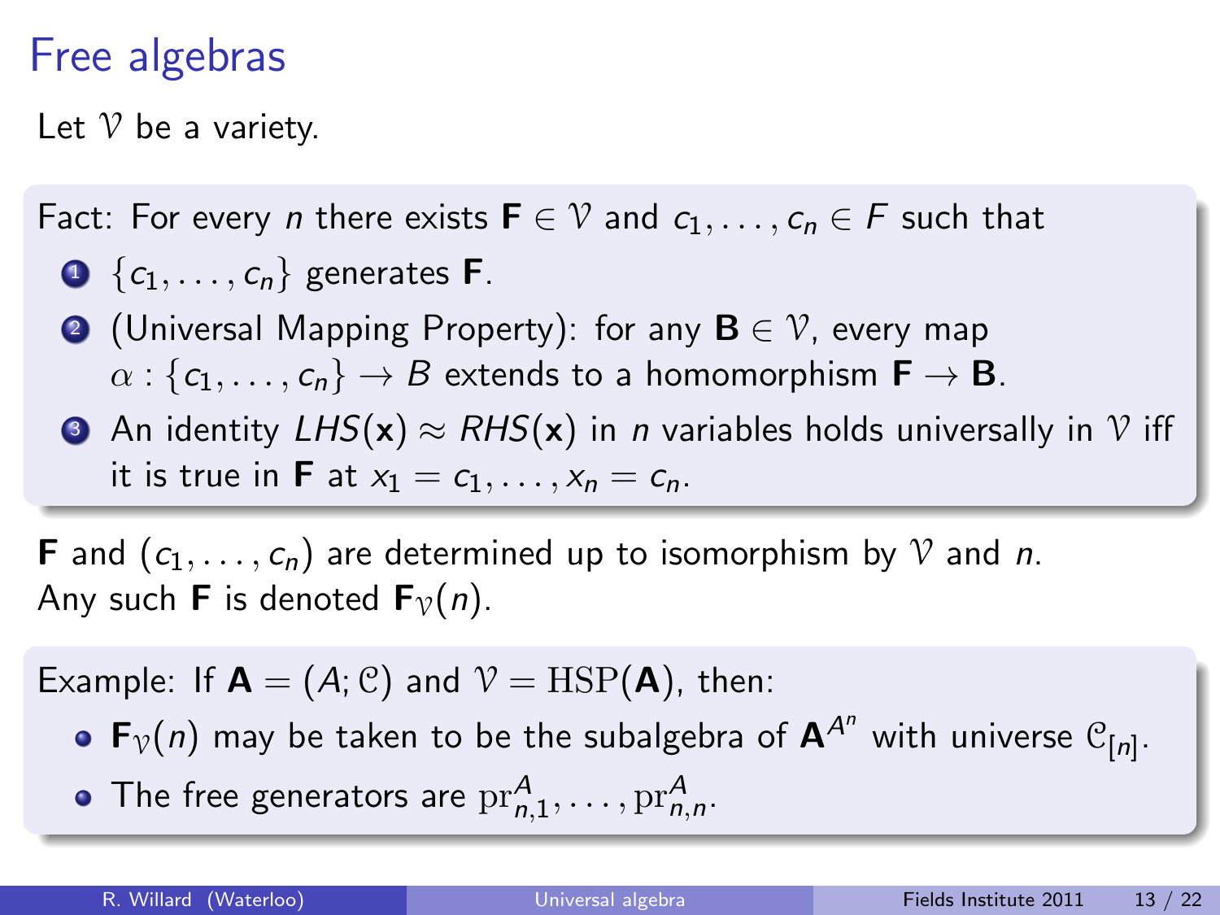# Free algebras

Let $\mathcal{V}$ be a variety.

Fact: For every $n$ there exists $\mathbf{F} \in \mathcal{V}$ and $c_1, \ldots, c_n \in F$ such that

1. $\{c_1, \ldots, c_n\}$ generates $\mathbf{F}$.
2. (Universal Mapping Property): for any $\mathbf{B} \in \mathcal{V}$, every map $\alpha : \{c_1, \ldots, c_n\} \to B$ extends to a homomorphism $\mathbf{F} \to \mathbf{B}$.
3. An identity $LHS(\mathbf{x}) \approx RHS(\mathbf{x})$ in $n$ variables holds universally in $\mathcal{V}$ iff it is true in $\mathbf{F}$ at $x_1 = c_1, \ldots, x_n = c_n$.

$\mathbf{F}$ and $(c_1, \ldots, c_n)$ are determined up to isomorphism by $\mathcal{V}$ and $n$.
Any such $\mathbf{F}$ is denoted $\mathbf{F}_{\mathcal{V}}(n)$.

Example: If $\mathbf{A} = (A; \mathcal{C})$ and $\mathcal{V} = \mathrm{HSP}(\mathbf{A})$, then:

- $\mathbf{F}_{\mathcal{V}}(n)$ may be taken to be the subalgebra of $\mathbf{A}^{A^n}$ with universe $\mathcal{C}_{[n]}$.
- The free generators are $\mathrm{pr}^A_{n,1}, \ldots, \mathrm{pr}^A_{n,n}$.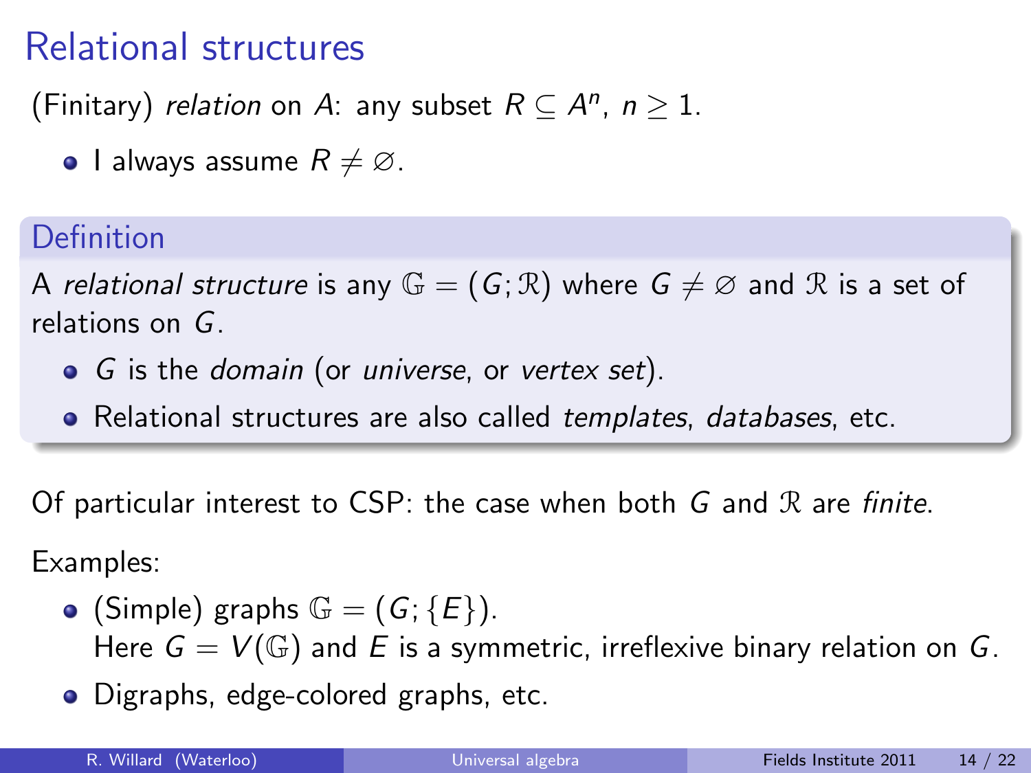# Relational structures

(Finitary) *relation* on $A$: any subset $R \subseteq A^n$, $n \geq 1$.

- I always assume $R \neq \varnothing$.

**Definition**

A *relational structure* is any $\mathbb{G} = (G; \mathcal{R})$ where $G \neq \varnothing$ and $\mathcal{R}$ is a set of relations on $G$.

- $G$ is the *domain* (or *universe*, or *vertex set*).
- Relational structures are also called *templates*, *databases*, etc.

Of particular interest to CSP: the case when both $G$ and $\mathcal{R}$ are *finite*.

Examples:

- (Simple) graphs $\mathbb{G} = (G; \{E\})$.
  Here $G = V(\mathbb{G})$ and $E$ is a symmetric, irreflexive binary relation on $G$.
- Digraphs, edge-colored graphs, etc.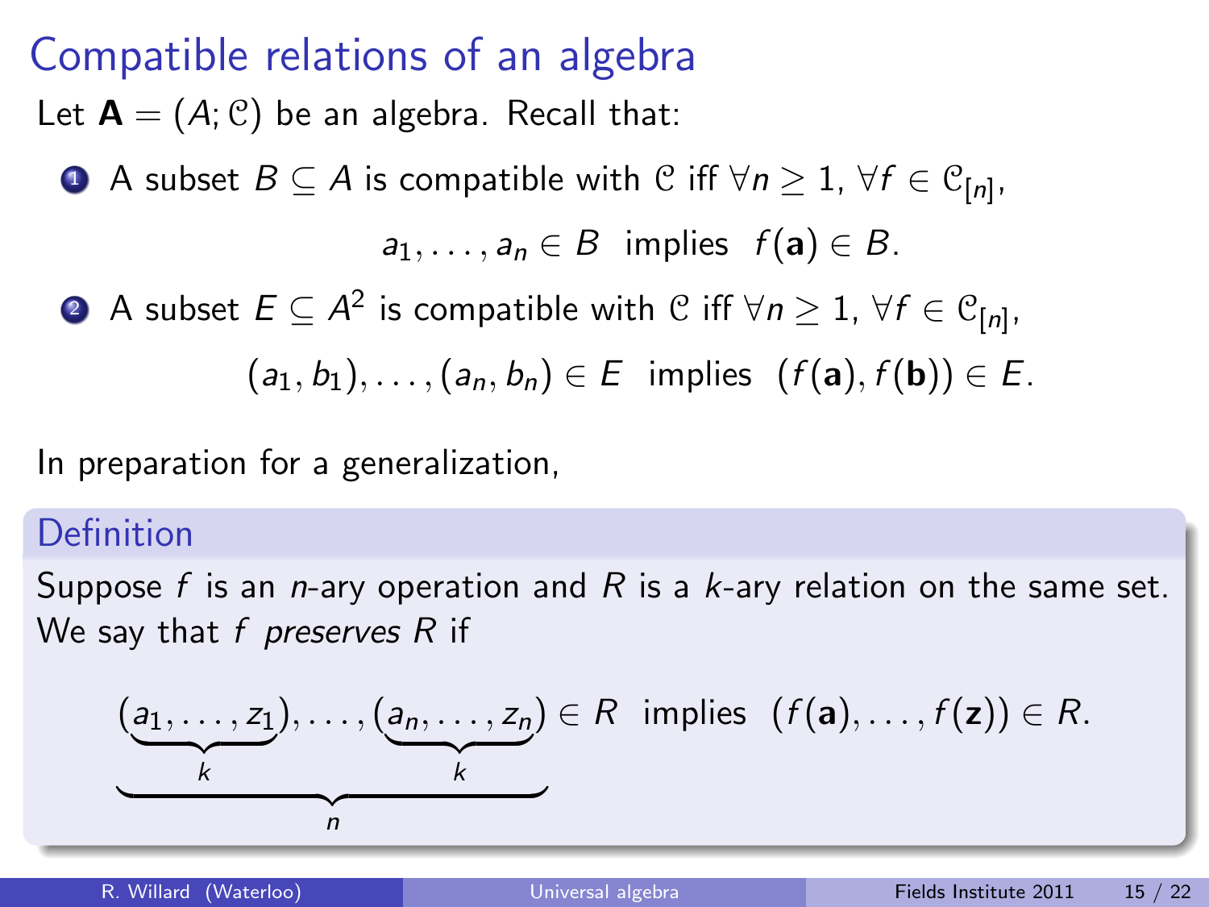# Compatible relations of an algebra

Let $\mathbf{A} = (A; \mathcal{C})$ be an algebra. Recall that:

1. A subset $B \subseteq A$ is compatible with $\mathcal{C}$ iff $\forall n \geq 1$, $\forall f \in \mathcal{C}_{[n]}$,
$$a_1, \ldots, a_n \in B \text{ implies } f(\mathbf{a}) \in B.$$
2. A subset $E \subseteq A^2$ is compatible with $\mathcal{C}$ iff $\forall n \geq 1$, $\forall f \in \mathcal{C}_{[n]}$,
$$(a_1, b_1), \ldots, (a_n, b_n) \in E \text{ implies } (f(\mathbf{a}), f(\mathbf{b})) \in E.$$

In preparation for a generalization,

## Definition

Suppose $f$ is an $n$-ary operation and $R$ is a $k$-ary relation on the same set. We say that $f$ *preserves* $R$ if

$$\underbrace{(\underbrace{a_1, \ldots, z_1}_{k}), \ldots, (\underbrace{a_n, \ldots, z_n}_{k})}_{n} \in R \text{ implies } (f(\mathbf{a}), \ldots, f(\mathbf{z})) \in R.$$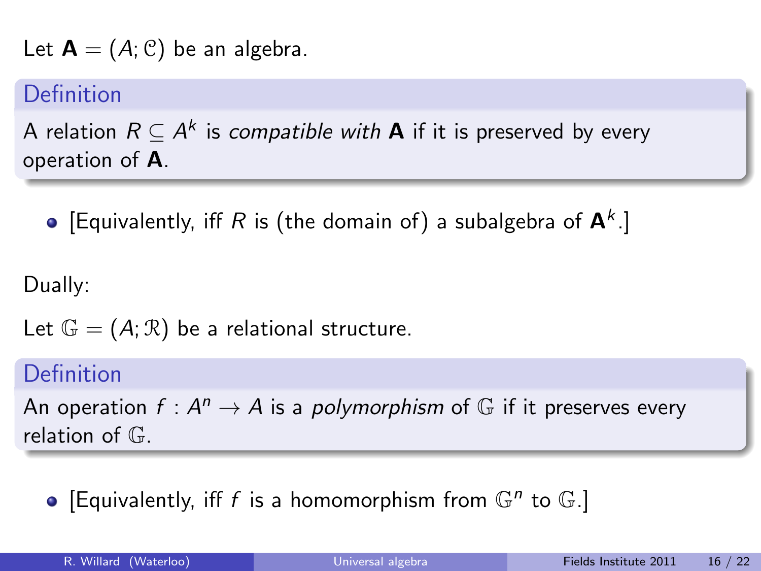Let $\mathbf{A} = (A; \mathcal{C})$ be an algebra.

**Definition**

A relation $R \subseteq A^k$ is *compatible with* $\mathbf{A}$ if it is preserved by every operation of $\mathbf{A}$.

- [Equivalently, iff $R$ is (the domain of) a subalgebra of $\mathbf{A}^k$.]

Dually:

Let $\mathbb{G} = (A; \mathcal{R})$ be a relational structure.

**Definition**

An operation $f : A^n \to A$ is a *polymorphism* of $\mathbb{G}$ if it preserves every relation of $\mathbb{G}$.

- [Equivalently, iff $f$ is a homomorphism from $\mathbb{G}^n$ to $\mathbb{G}$.]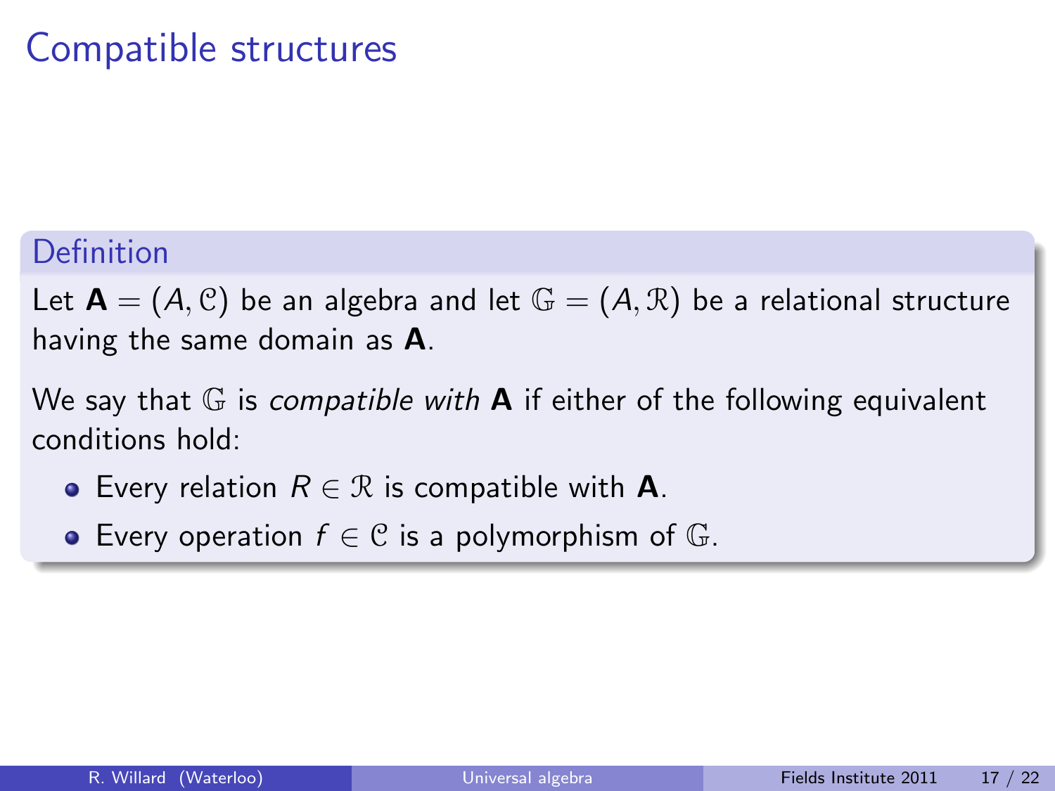# Compatible structures

**Definition**

Let $\mathbf{A} = (A, \mathcal{C})$ be an algebra and let $\mathbb{G} = (A, \mathcal{R})$ be a relational structure having the same domain as $\mathbf{A}$.

We say that $\mathbb{G}$ is *compatible with* $\mathbf{A}$ if either of the following equivalent conditions hold:

- Every relation $R \in \mathcal{R}$ is compatible with $\mathbf{A}$.
- Every operation $f \in \mathcal{C}$ is a polymorphism of $\mathbb{G}$.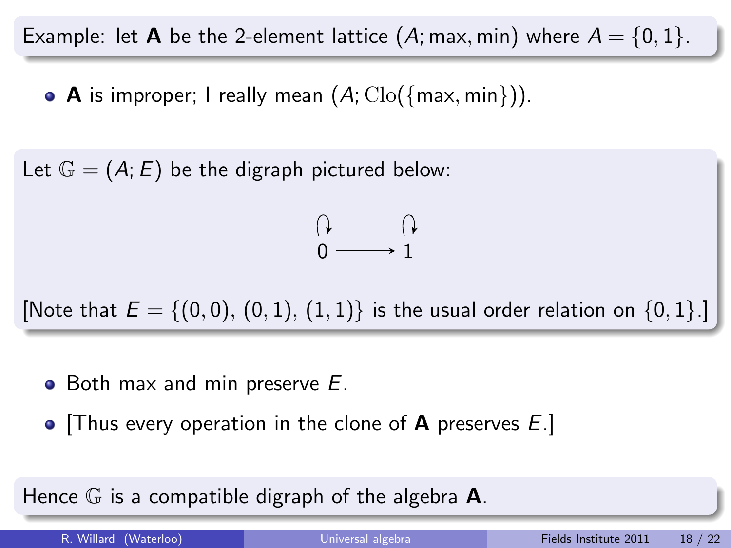Example: let **A** be the 2-element lattice $(A; \max, \min)$ where $A = \{0, 1\}$.

- **A** is improper; I really mean $(A; \mathrm{Clo}(\{\max, \min\}))$.

Let $\mathbb{G} = (A; E)$ be the digraph pictured below:

$$0 \longrightarrow 1$$

[Note that $E = \{(0,0), (0,1), (1,1)\}$ is the usual order relation on $\{0,1\}$.]

- Both max and min preserve $E$.
- [Thus every operation in the clone of **A** preserves $E$.]

Hence $\mathbb{G}$ is a compatible digraph of the algebra **A**.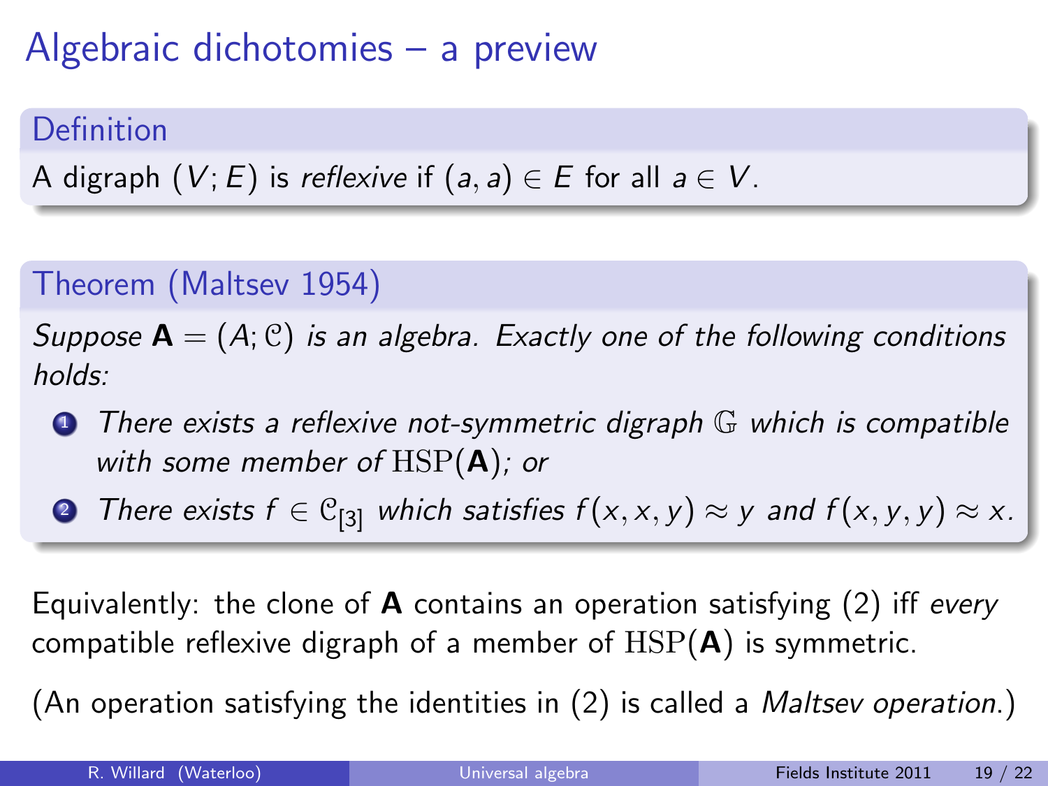# Algebraic dichotomies – a preview

**Definition**

A digraph $(V; E)$ is *reflexive* if $(a, a) \in E$ for all $a \in V$.

**Theorem (Maltsev 1954)**

*Suppose* $\mathbf{A} = (A; \mathcal{C})$ *is an algebra. Exactly one of the following conditions holds:*

1. *There exists a reflexive not-symmetric digraph* $\mathbb{G}$ *which is compatible with some member of* $\mathrm{HSP}(\mathbf{A})$*; or*
2. *There exists* $f \in \mathcal{C}_{[3]}$ *which satisfies* $f(x, x, y) \approx y$ *and* $f(x, y, y) \approx x$*.*

Equivalently: the clone of $\mathbf{A}$ contains an operation satisfying (2) iff *every* compatible reflexive digraph of a member of $\mathrm{HSP}(\mathbf{A})$ is symmetric.

(An operation satisfying the identities in (2) is called a *Maltsev operation*.)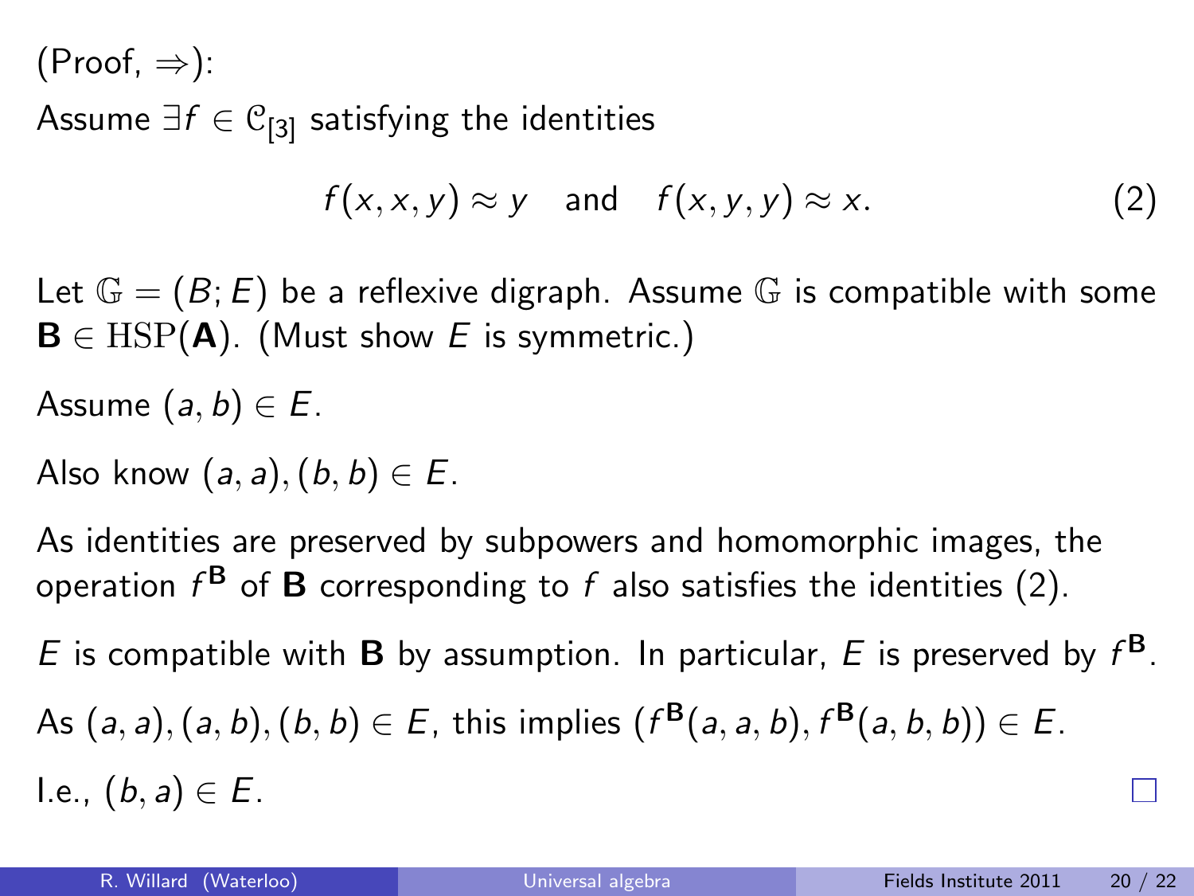(Proof, $\Rightarrow$):

Assume $\exists f \in \mathcal{C}_{[3]}$ satisfying the identities

$$f(x,x,y) \approx y \quad \text{and} \quad f(x,y,y) \approx x. \tag{2}$$

Let $\mathbb{G} = (B; E)$ be a reflexive digraph. Assume $\mathbb{G}$ is compatible with some $\mathbf{B} \in \mathrm{HSP}(\mathbf{A})$. (Must show $E$ is symmetric.)

Assume $(a,b) \in E$.

Also know $(a,a), (b,b) \in E$.

As identities are preserved by subpowers and homomorphic images, the operation $f^{\mathbf{B}}$ of $\mathbf{B}$ corresponding to $f$ also satisfies the identities (2).

$E$ is compatible with $\mathbf{B}$ by assumption. In particular, $E$ is preserved by $f^{\mathbf{B}}$.

As $(a,a), (a,b), (b,b) \in E$, this implies $(f^{\mathbf{B}}(a,a,b), f^{\mathbf{B}}(a,b,b)) \in E$.

I.e., $(b,a) \in E$. $\square$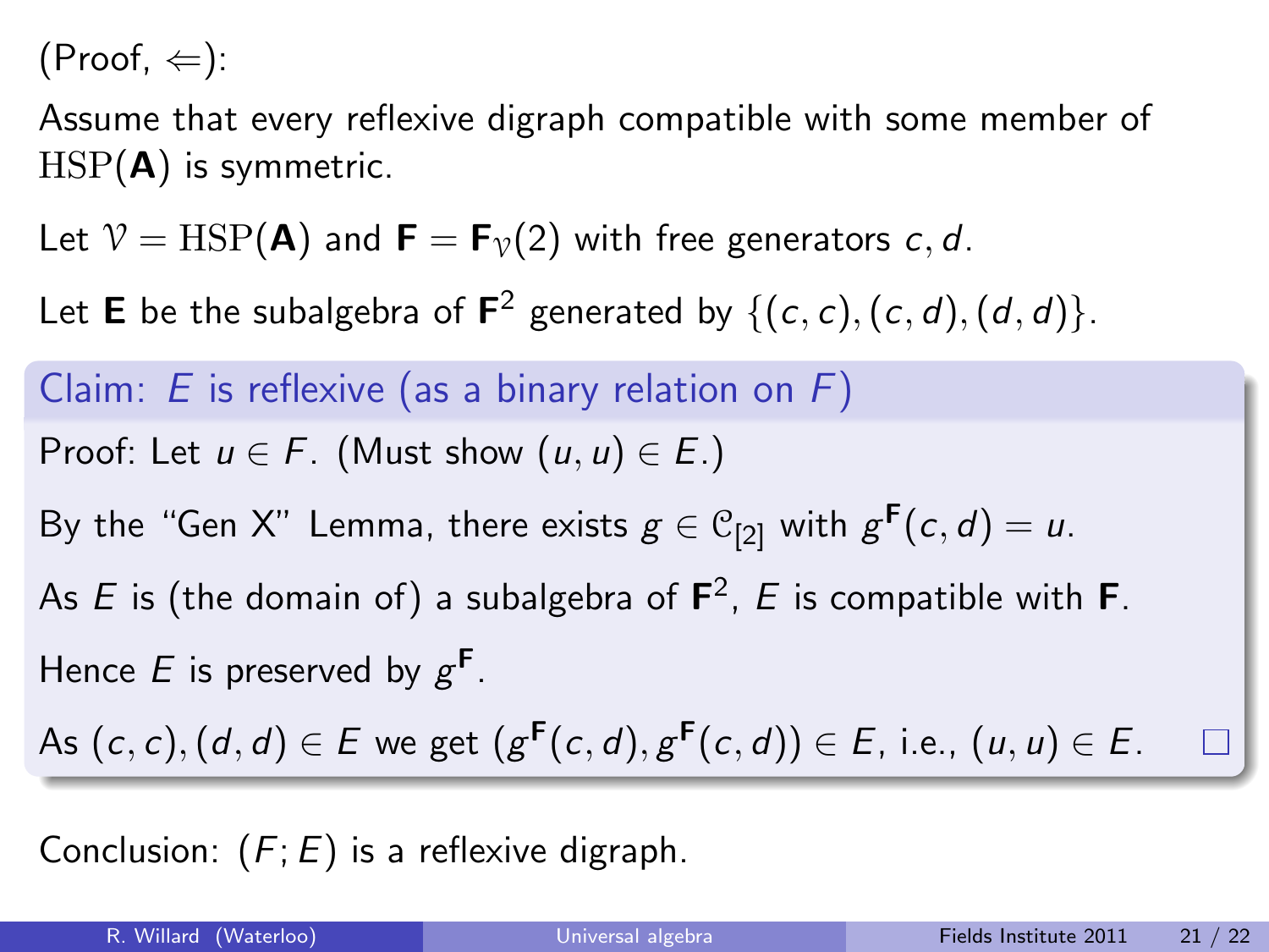(Proof, $\Leftarrow$):

Assume that every reflexive digraph compatible with some member of $\mathrm{HSP}(\mathbf{A})$ is symmetric.

Let $\mathcal{V} = \mathrm{HSP}(\mathbf{A})$ and $\mathbf{F} = \mathbf{F}_{\mathcal{V}}(2)$ with free generators $c, d$.

Let $\mathbf{E}$ be the subalgebra of $\mathbf{F}^2$ generated by $\{(c,c), (c,d), (d,d)\}$.

**Claim: $E$ is reflexive (as a binary relation on $F$)**

Proof: Let $u \in F$. (Must show $(u,u) \in E$.)

By the "Gen X" Lemma, there exists $g \in \mathcal{C}_{[2]}$ with $g^{\mathbf{F}}(c,d) = u$.

As $E$ is (the domain of) a subalgebra of $\mathbf{F}^2$, $E$ is compatible with $\mathbf{F}$.

Hence $E$ is preserved by $g^{\mathbf{F}}$.

As $(c,c), (d,d) \in E$ we get $(g^{\mathbf{F}}(c,d), g^{\mathbf{F}}(c,d)) \in E$, i.e., $(u,u) \in E$. □

Conclusion: $(F; E)$ is a reflexive digraph.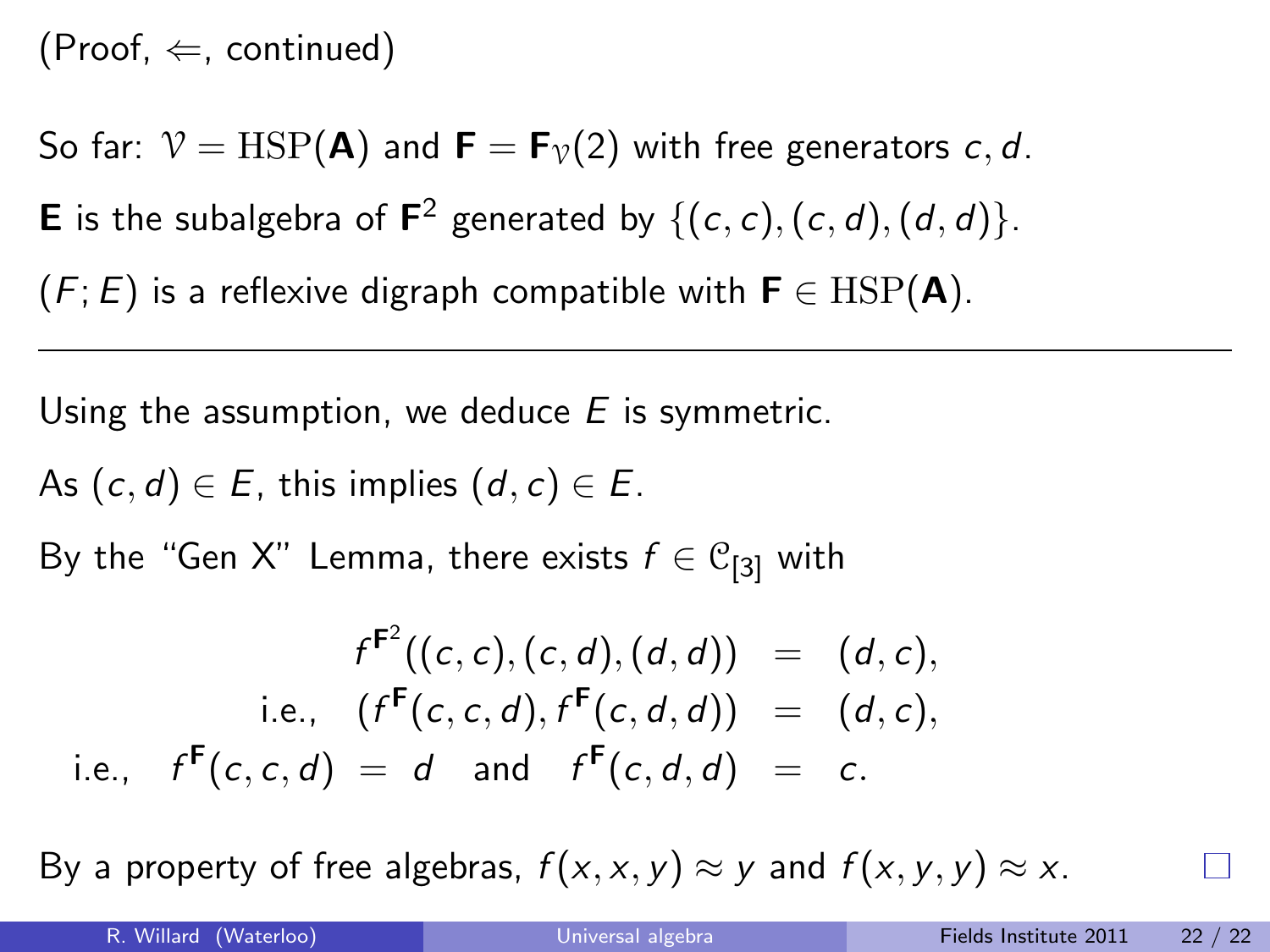(Proof, $\Leftarrow$, continued)

So far: $\mathcal{V} = \mathrm{HSP}(\mathbf{A})$ and $\mathbf{F} = \mathbf{F}_{\mathcal{V}}(2)$ with free generators $c, d$.

$\mathbf{E}$ is the subalgebra of $\mathbf{F}^2$ generated by $\{(c,c),(c,d),(d,d)\}$.

$(F; E)$ is a reflexive digraph compatible with $\mathbf{F} \in \mathrm{HSP}(\mathbf{A})$.

---

Using the assumption, we deduce $E$ is symmetric.

As $(c,d) \in E$, this implies $(d,c) \in E$.

By the "Gen X" Lemma, there exists $f \in \mathcal{C}_{[3]}$ with

$$
\begin{aligned}
f^{\mathbf{F}^2}((c,c),(c,d),(d,d)) &= (d,c), \\
\text{i.e.,} \quad (f^{\mathbf{F}}(c,c,d), f^{\mathbf{F}}(c,d,d)) &= (d,c), \\
\text{i.e.,} \quad f^{\mathbf{F}}(c,c,d) = d \quad \text{and} \quad f^{\mathbf{F}}(c,d,d) &= c.
\end{aligned}
$$

By a property of free algebras, $f(x,x,y) \approx y$ and $f(x,y,y) \approx x$. □